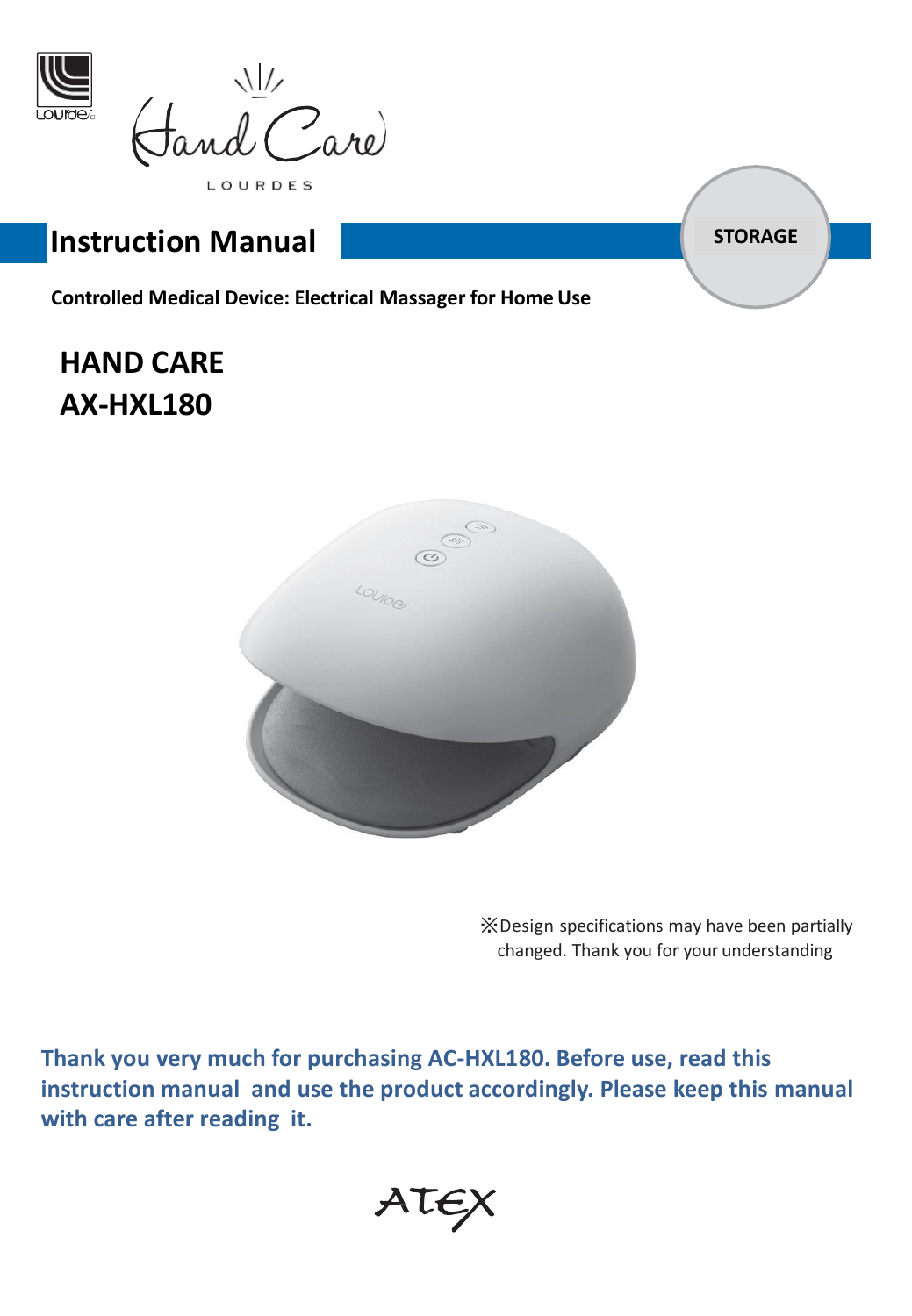Hand Care

LOURDES

# Instruction Manual

STORAGE

**Controlled Medical Device: Electrical Massager for Home Use**

## HAND CARE
## AX-HXL180

※Design specifications may have been partially changed. Thank you for your understanding

**Thank you very much for purchasing AC-HXL180. Before use, read this instruction manual and use the product accordingly. Please keep this manual with care after reading it.**

ATEX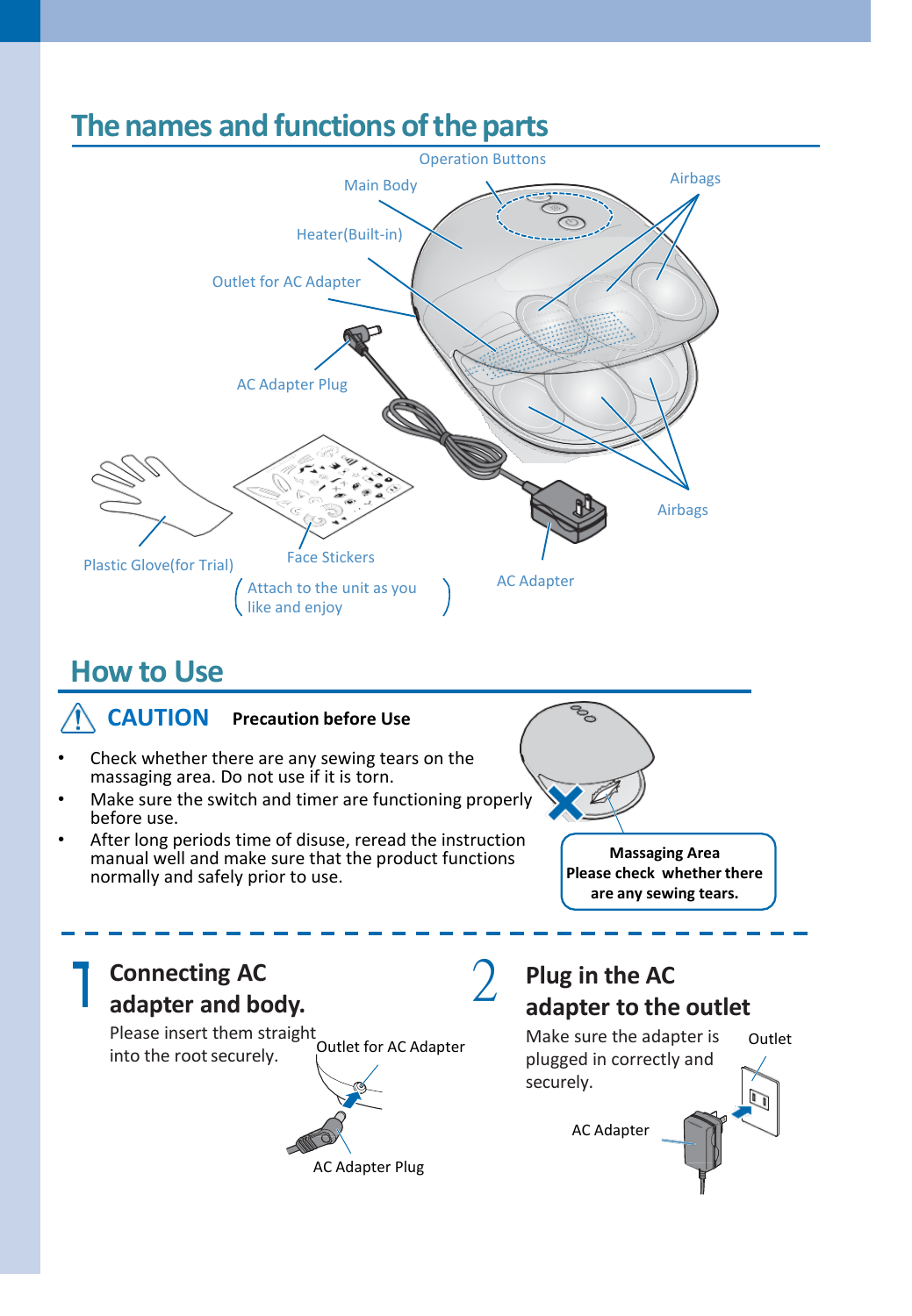## The names and functions of the parts

Operation Buttons

Main Body

Airbags

Heater(Built-in)

Outlet for AC Adapter

AC Adapter Plug

Airbags

Plastic Glove(for Trial)

Face Stickers

(Attach to the unit as you like and enjoy)

AC Adapter

## How to Use

**CAUTION** **Precaution before Use**

- Check whether there are any sewing tears on the massaging area. Do not use if it is torn.
- Make sure the switch and timer are functioning properly before use.
- After long periods time of disuse, reread the instruction manual well and make sure that the product functions normally and safely prior to use.

**Massaging Area**
**Please check whether there are any sewing tears.**

### 1 Connecting AC adapter and body.

Please insert them straight into the root securely.

Outlet for AC Adapter

AC Adapter Plug

### 2 Plug in the AC adapter to the outlet

Make sure the adapter is plugged in correctly and securely.

Outlet

AC Adapter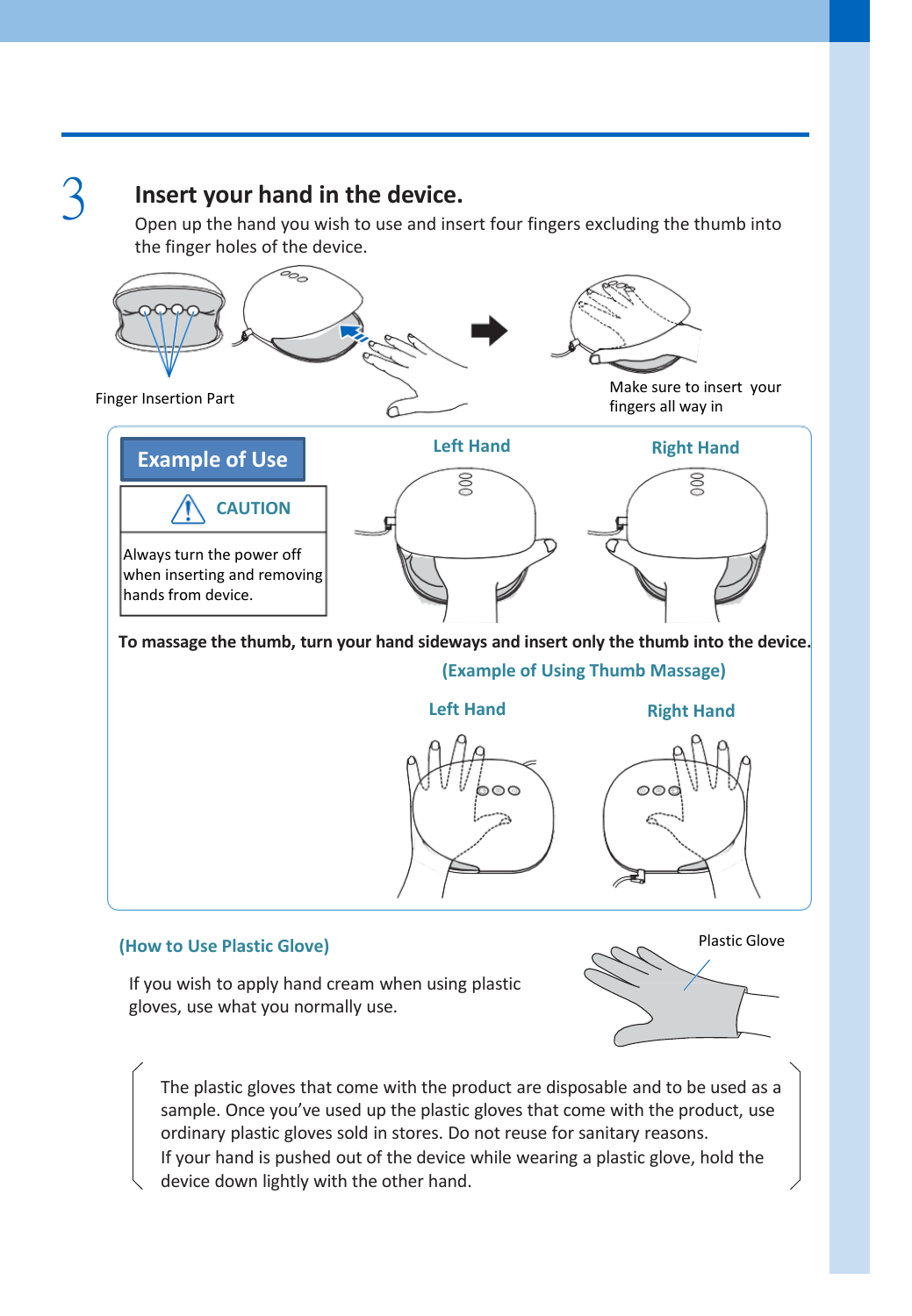## 3 Insert your hand in the device.

Open up the hand you wish to use and insert four fingers excluding the thumb into the finger holes of the device.

Finger Insertion Part

Make sure to insert your fingers all way in

### Example of Use

**⚠ CAUTION**

Always turn the power off when inserting and removing hands from device.

Left Hand

Right Hand

**To massage the thumb, turn your hand sideways and insert only the thumb into the device.**

**(Example of Using Thumb Massage)**

Left Hand

Right Hand

### (How to Use Plastic Glove)

If you wish to apply hand cream when using plastic gloves, use what you normally use.

Plastic Glove

The plastic gloves that come with the product are disposable and to be used as a sample. Once you've used up the plastic gloves that come with the product, use ordinary plastic gloves sold in stores. Do not reuse for sanitary reasons.
If your hand is pushed out of the device while wearing a plastic glove, hold the device down lightly with the other hand.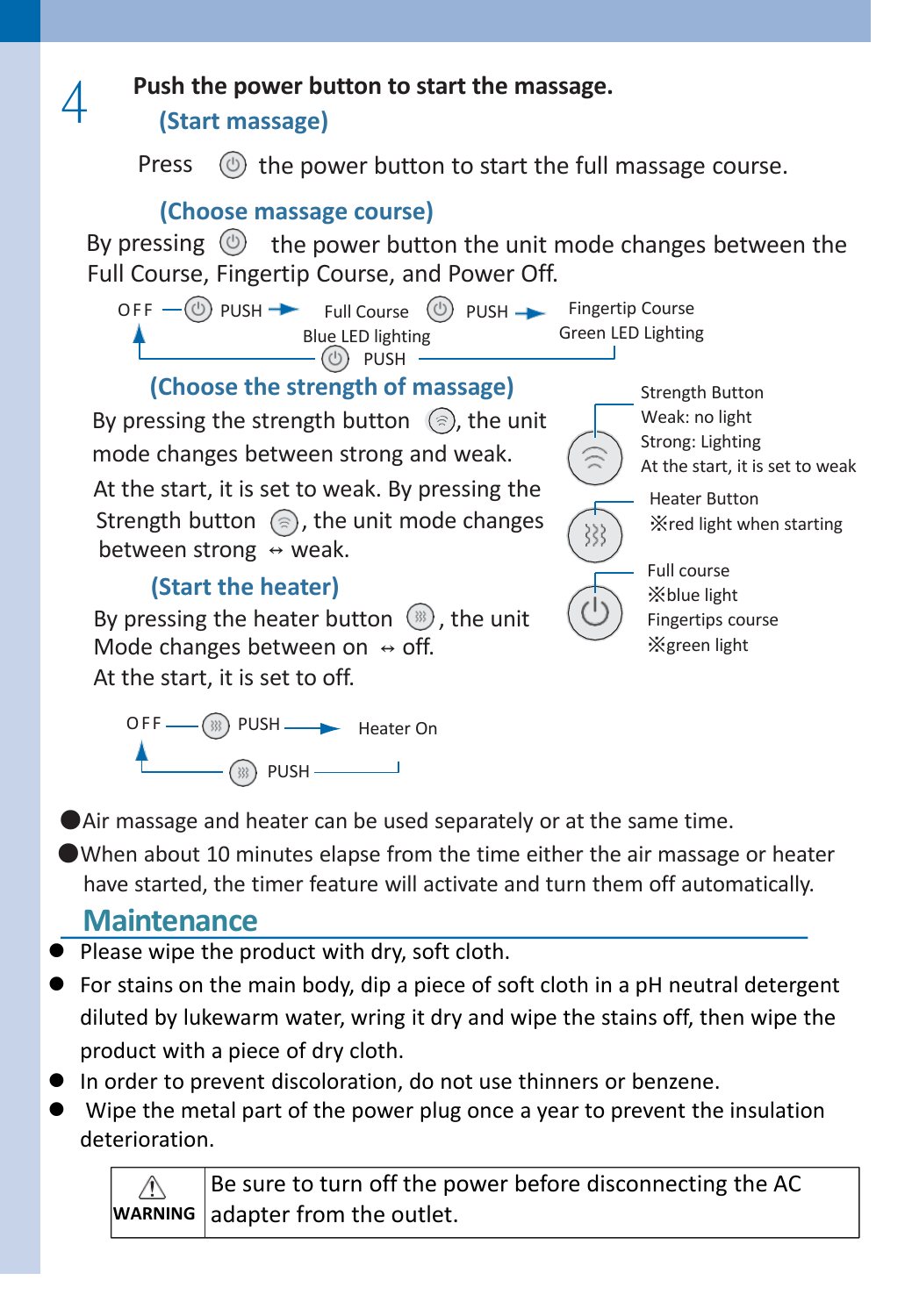## 4 Push the power button to start the massage.

### (Start massage)

Press ⏻ the power button to start the full massage course.

### (Choose massage course)

By pressing ⏻ the power button the unit mode changes between the Full Course, Fingertip Course, and Power Off.

OFF — ⏻ PUSH → Full Course ⏻ PUSH → Fingertip Course

Blue LED lighting

Green LED Lighting

⏻ PUSH

### (Choose the strength of massage)

By pressing the strength button, the unit mode changes between strong and weak.

At the start, it is set to weak. By pressing the Strength button, the unit mode changes between strong ↔ weak.

### (Start the heater)

By pressing the heater button, the unit Mode changes between on ↔ off.

At the start, it is set to off.

Strength Button
Weak: no light
Strong: Lighting
At the start, it is set to weak

Heater Button
※red light when starting

Full course
※blue light
Fingertips course
※green light

OFF — PUSH → Heater On

PUSH

- Air massage and heater can be used separately or at the same time.
- When about 10 minutes elapse from the time either the air massage or heater have started, the timer feature will activate and turn them off automatically.

## Maintenance

- Please wipe the product with dry, soft cloth.
- For stains on the main body, dip a piece of soft cloth in a pH neutral detergent diluted by lukewarm water, wring it dry and wipe the stains off, then wipe the product with a piece of dry cloth.
- In order to prevent discoloration, do not use thinners or benzene.
- Wipe the metal part of the power plug once a year to prevent the insulation deterioration.

| | |
|---|---|
| ⚠ WARNING | Be sure to turn off the power before disconnecting the AC adapter from the outlet. |